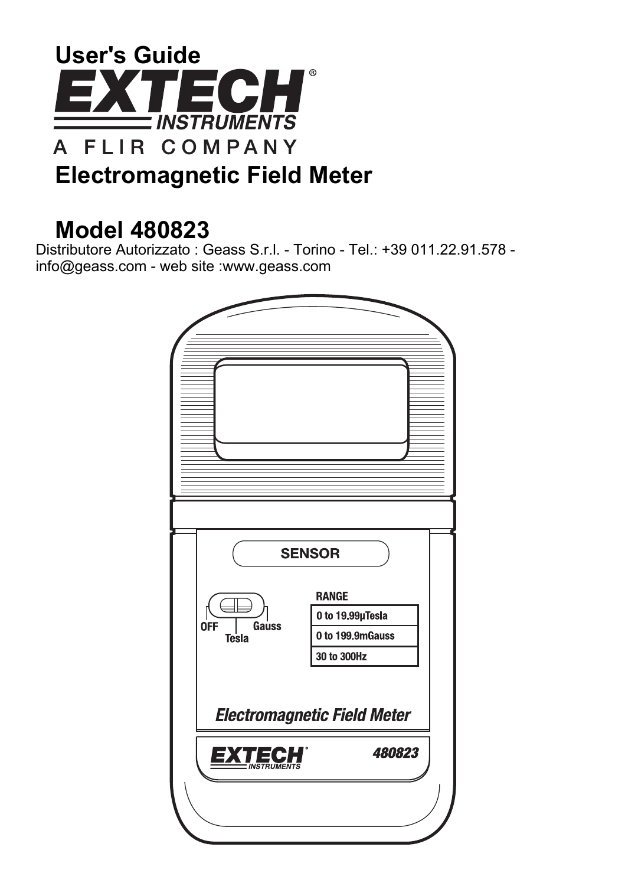# User's Guide

**EXTECH INSTRUMENTS**

A FLIR COMPANY

# Electromagnetic Field Meter

## Model 480823

Distributore Autorizzato : Geass S.r.l. - Torino - Tel.: +39 011.22.91.578 - info@geass.com - web site :www.geass.com

SENSOR

OFF Tesla Gauss

RANGE

0 to 19.99µTesla

0 to 199.9mGauss

30 to 300Hz

*Electromagnetic Field Meter*

EXTECH INSTRUMENTS 480823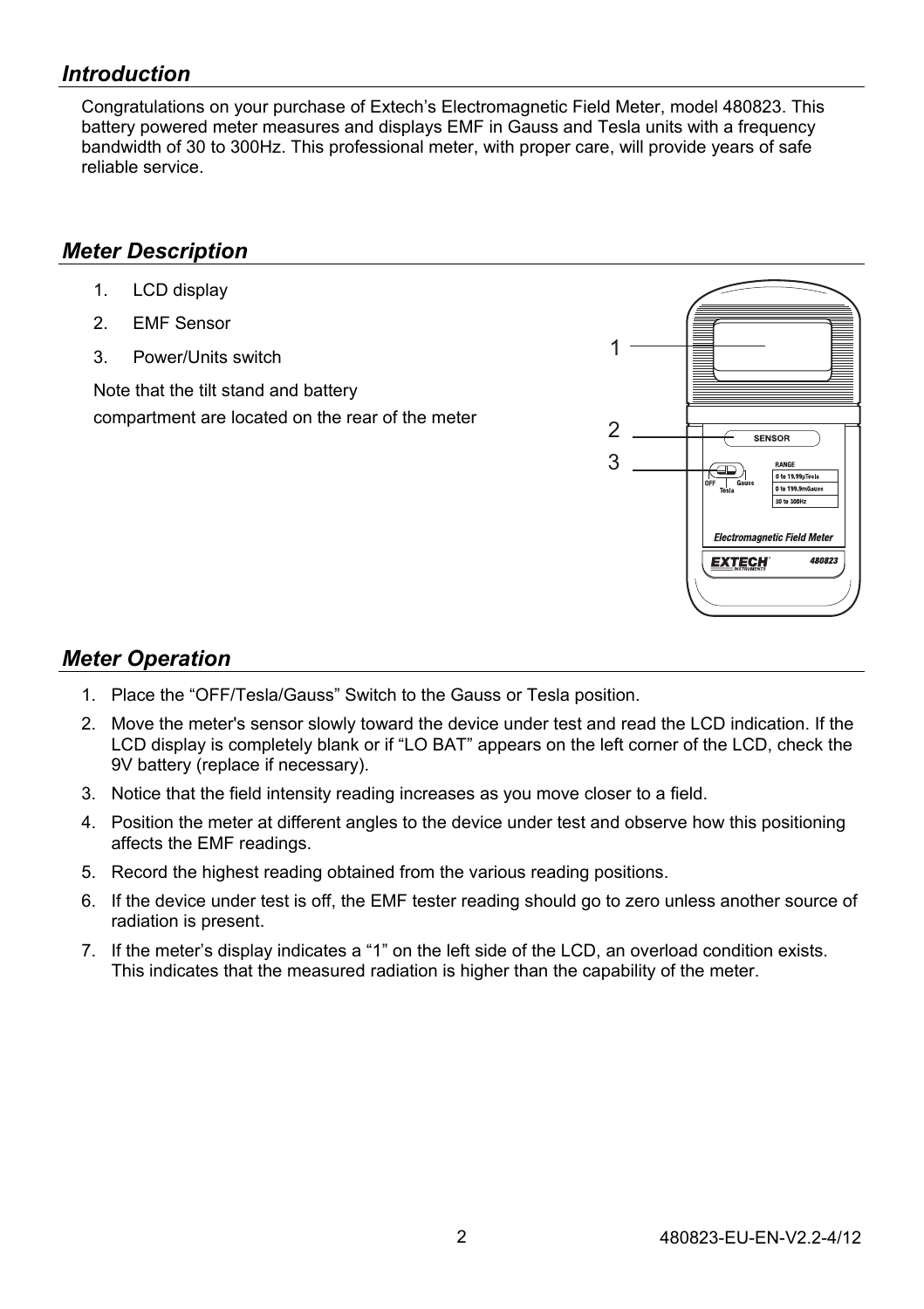## *Introduction*

Congratulations on your purchase of Extech's Electromagnetic Field Meter, model 480823. This battery powered meter measures and displays EMF in Gauss and Tesla units with a frequency bandwidth of 30 to 300Hz. This professional meter, with proper care, will provide years of safe reliable service.

## *Meter Description*

1. LCD display
2. EMF Sensor
3. Power/Units switch

Note that the tilt stand and battery compartment are located on the rear of the meter

## *Meter Operation*

1. Place the "OFF/Tesla/Gauss" Switch to the Gauss or Tesla position.
2. Move the meter's sensor slowly toward the device under test and read the LCD indication. If the LCD display is completely blank or if "LO BAT" appears on the left corner of the LCD, check the 9V battery (replace if necessary).
3. Notice that the field intensity reading increases as you move closer to a field.
4. Position the meter at different angles to the device under test and observe how this positioning affects the EMF readings.
5. Record the highest reading obtained from the various reading positions.
6. If the device under test is off, the EMF tester reading should go to zero unless another source of radiation is present.
7. If the meter's display indicates a "1" on the left side of the LCD, an overload condition exists. This indicates that the measured radiation is higher than the capability of the meter.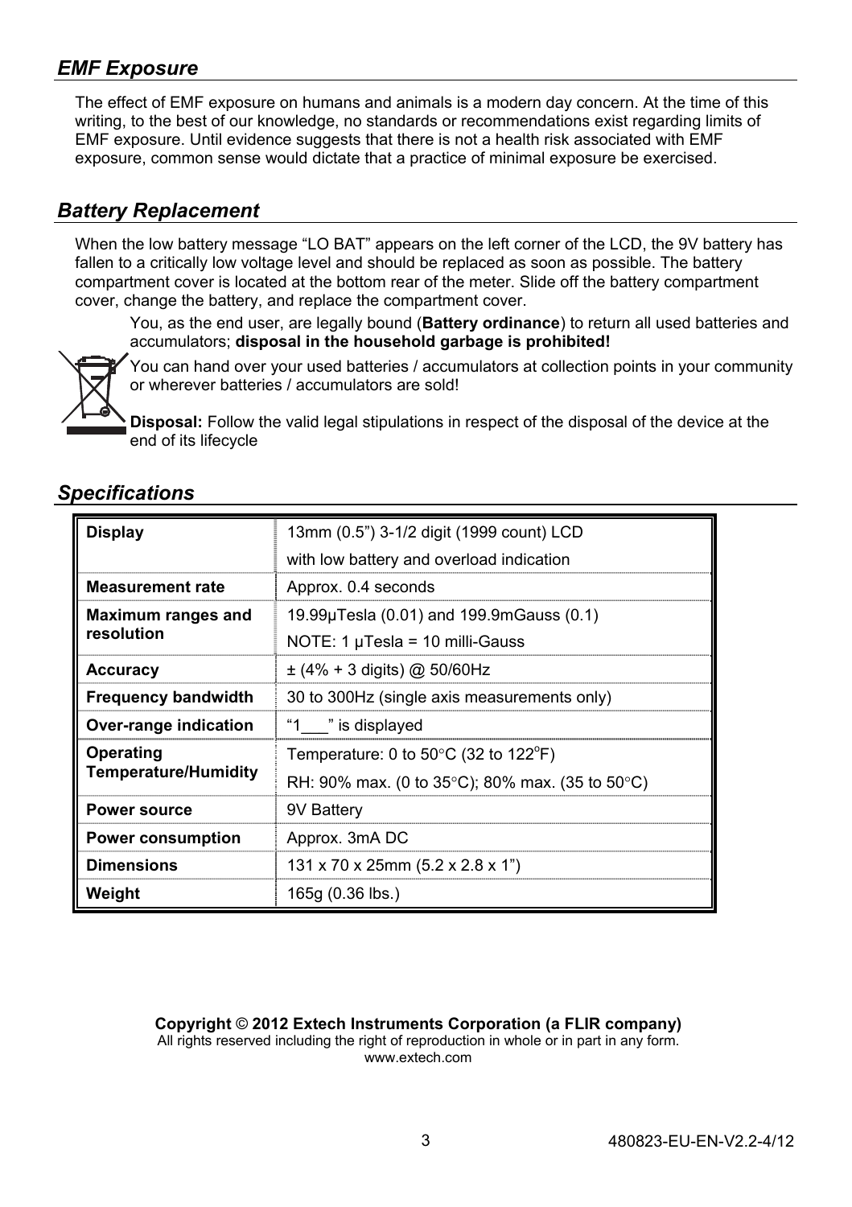## *EMF Exposure*

The effect of EMF exposure on humans and animals is a modern day concern. At the time of this writing, to the best of our knowledge, no standards or recommendations exist regarding limits of EMF exposure. Until evidence suggests that there is not a health risk associated with EMF exposure, common sense would dictate that a practice of minimal exposure be exercised.

## *Battery Replacement*

When the low battery message “LO BAT” appears on the left corner of the LCD, the 9V battery has fallen to a critically low voltage level and should be replaced as soon as possible. The battery compartment cover is located at the bottom rear of the meter. Slide off the battery compartment cover, change the battery, and replace the compartment cover.

You, as the end user, are legally bound (**Battery ordinance**) to return all used batteries and accumulators; **disposal in the household garbage is prohibited!**

You can hand over your used batteries / accumulators at collection points in your community or wherever batteries / accumulators are sold!

**Disposal:** Follow the valid legal stipulations in respect of the disposal of the device at the end of its lifecycle

## *Specifications*

| | |
|---|---|
| **Display** | 13mm (0.5”) 3-1/2 digit (1999 count) LCD<br>with low battery and overload indication |
| **Measurement rate** | Approx. 0.4 seconds |
| **Maximum ranges and resolution** | 19.99μTesla (0.01) and 199.9mGauss (0.1)<br>NOTE: 1 μTesla = 10 milli-Gauss |
| **Accuracy** | ± (4% + 3 digits) @ 50/60Hz |
| **Frequency bandwidth** | 30 to 300Hz (single axis measurements only) |
| **Over-range indication** | “1___” is displayed |
| **Operating Temperature/Humidity** | Temperature: 0 to 50°C (32 to 122°F)<br>RH: 90% max. (0 to 35°C); 80% max. (35 to 50°C) |
| **Power source** | 9V Battery |
| **Power consumption** | Approx. 3mA DC |
| **Dimensions** | 131 x 70 x 25mm (5.2 x 2.8 x 1”) |
| **Weight** | 165g (0.36 lbs.) |

**Copyright © 2012 Extech Instruments Corporation (a FLIR company)**
All rights reserved including the right of reproduction in whole or in part in any form.
www.extech.com

480823-EU-EN-V2.2-4/12